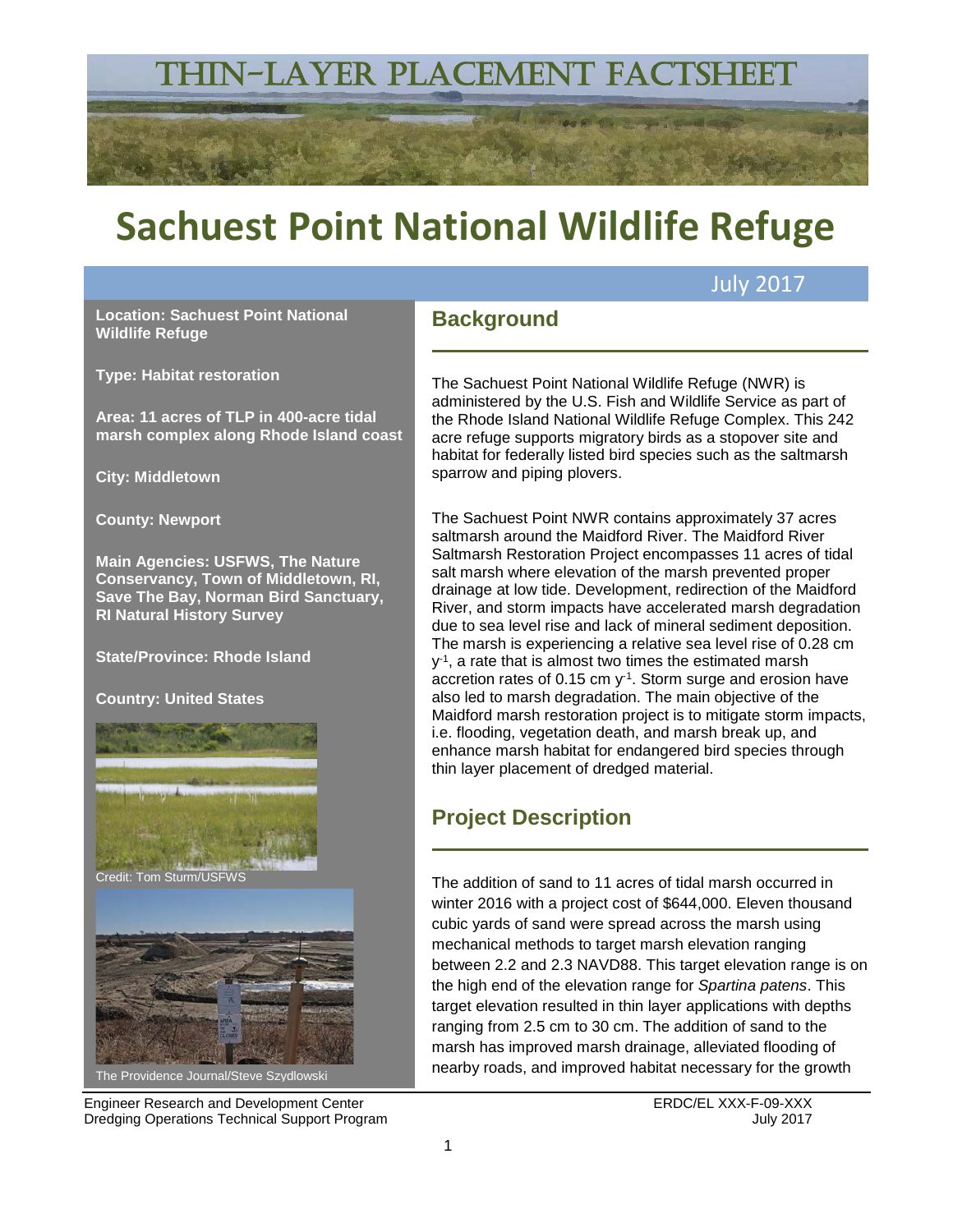# Thin-Layer Placement Factsheet

# Sachuest Point National Wildlife Refuge

July 2017

**Location: Sachuest Point National Wildlife Refuge**

**Type: Habitat restoration**

**Area: 11 acres of TLP in 400-acre tidal marsh complex along Rhode Island coast**

**City: Middletown**

**County: Newport**

**Main Agencies: USFWS, The Nature Conservancy, Town of Middletown, RI, Save The Bay, Norman Bird Sanctuary, RI Natural History Survey**

**State/Province: Rhode Island**

**Country: United States**

Credit: Tom Sturm/USFWS

The Providence Journal/Steve Szydlowski

## Background

The Sachuest Point National Wildlife Refuge (NWR) is administered by the U.S. Fish and Wildlife Service as part of the Rhode Island National Wildlife Refuge Complex. This 242 acre refuge supports migratory birds as a stopover site and habitat for federally listed bird species such as the saltmarsh sparrow and piping plovers.

The Sachuest Point NWR contains approximately 37 acres saltmarsh around the Maidford River. The Maidford River Saltmarsh Restoration Project encompasses 11 acres of tidal salt marsh where elevation of the marsh prevented proper drainage at low tide. Development, redirection of the Maidford River, and storm impacts have accelerated marsh degradation due to sea level rise and lack of mineral sediment deposition. The marsh is experiencing a relative sea level rise of 0.28 cm $y^{-1}$, a rate that is almost two times the estimated marsh accretion rates of 0.15 cm $y^{-1}$. Storm surge and erosion have also led to marsh degradation. The main objective of the Maidford marsh restoration project is to mitigate storm impacts, i.e. flooding, vegetation death, and marsh break up, and enhance marsh habitat for endangered bird species through thin layer placement of dredged material.

## Project Description

The addition of sand to 11 acres of tidal marsh occurred in winter 2016 with a project cost of $644,000. Eleven thousand cubic yards of sand were spread across the marsh using mechanical methods to target marsh elevation ranging between 2.2 and 2.3 NAVD88. This target elevation range is on the high end of the elevation range for *Spartina patens*. This target elevation resulted in thin layer applications with depths ranging from 2.5 cm to 30 cm. The addition of sand to the marsh has improved marsh drainage, alleviated flooding of nearby roads, and improved habitat necessary for the growth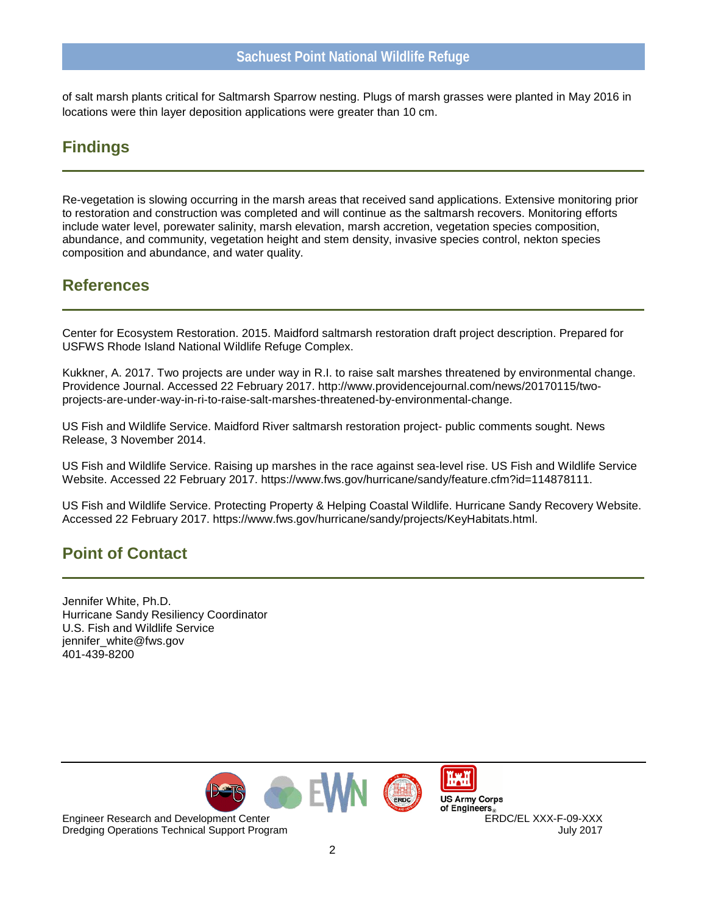of salt marsh plants critical for Saltmarsh Sparrow nesting. Plugs of marsh grasses were planted in May 2016 in locations were thin layer deposition applications were greater than 10 cm.

## Findings

Re-vegetation is slowing occurring in the marsh areas that received sand applications. Extensive monitoring prior to restoration and construction was completed and will continue as the saltmarsh recovers. Monitoring efforts include water level, porewater salinity, marsh elevation, marsh accretion, vegetation species composition, abundance, and community, vegetation height and stem density, invasive species control, nekton species composition and abundance, and water quality.

## References

Center for Ecosystem Restoration. 2015. Maidford saltmarsh restoration draft project description. Prepared for USFWS Rhode Island National Wildlife Refuge Complex.

Kukkner, A. 2017. Two projects are under way in R.I. to raise salt marshes threatened by environmental change. Providence Journal. Accessed 22 February 2017. http://www.providencejournal.com/news/20170115/two-projects-are-under-way-in-ri-to-raise-salt-marshes-threatened-by-environmental-change.

US Fish and Wildlife Service. Maidford River saltmarsh restoration project- public comments sought. News Release, 3 November 2014.

US Fish and Wildlife Service. Raising up marshes in the race against sea-level rise. US Fish and Wildlife Service Website. Accessed 22 February 2017. https://www.fws.gov/hurricane/sandy/feature.cfm?id=114878111.

US Fish and Wildlife Service. Protecting Property & Helping Coastal Wildlife. Hurricane Sandy Recovery Website. Accessed 22 February 2017. https://www.fws.gov/hurricane/sandy/projects/KeyHabitats.html.

## Point of Contact

Jennifer White, Ph.D.
Hurricane Sandy Resiliency Coordinator
U.S. Fish and Wildlife Service
jennifer_white@fws.gov
401-439-8200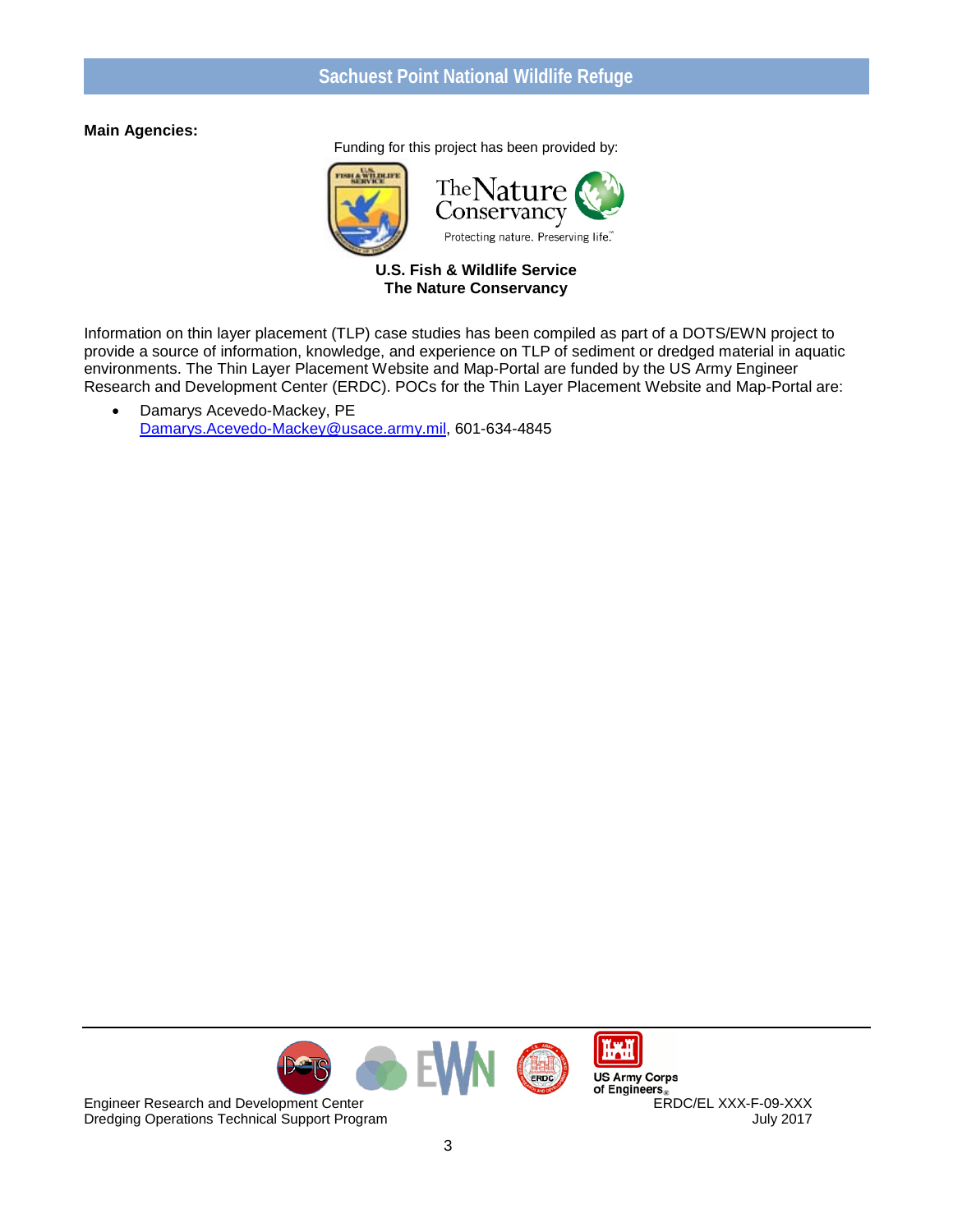## Sachuest Point National Wildlife Refuge

**Main Agencies:**

Funding for this project has been provided by:

**U.S. Fish & Wildlife Service**
**The Nature Conservancy**

Information on thin layer placement (TLP) case studies has been compiled as part of a DOTS/EWN project to provide a source of information, knowledge, and experience on TLP of sediment or dredged material in aquatic environments. The Thin Layer Placement Website and Map-Portal are funded by the US Army Engineer Research and Development Center (ERDC). POCs for the Thin Layer Placement Website and Map-Portal are:

- Damarys Acevedo-Mackey, PE
  Damarys.Acevedo-Mackey@usace.army.mil, 601-634-4845